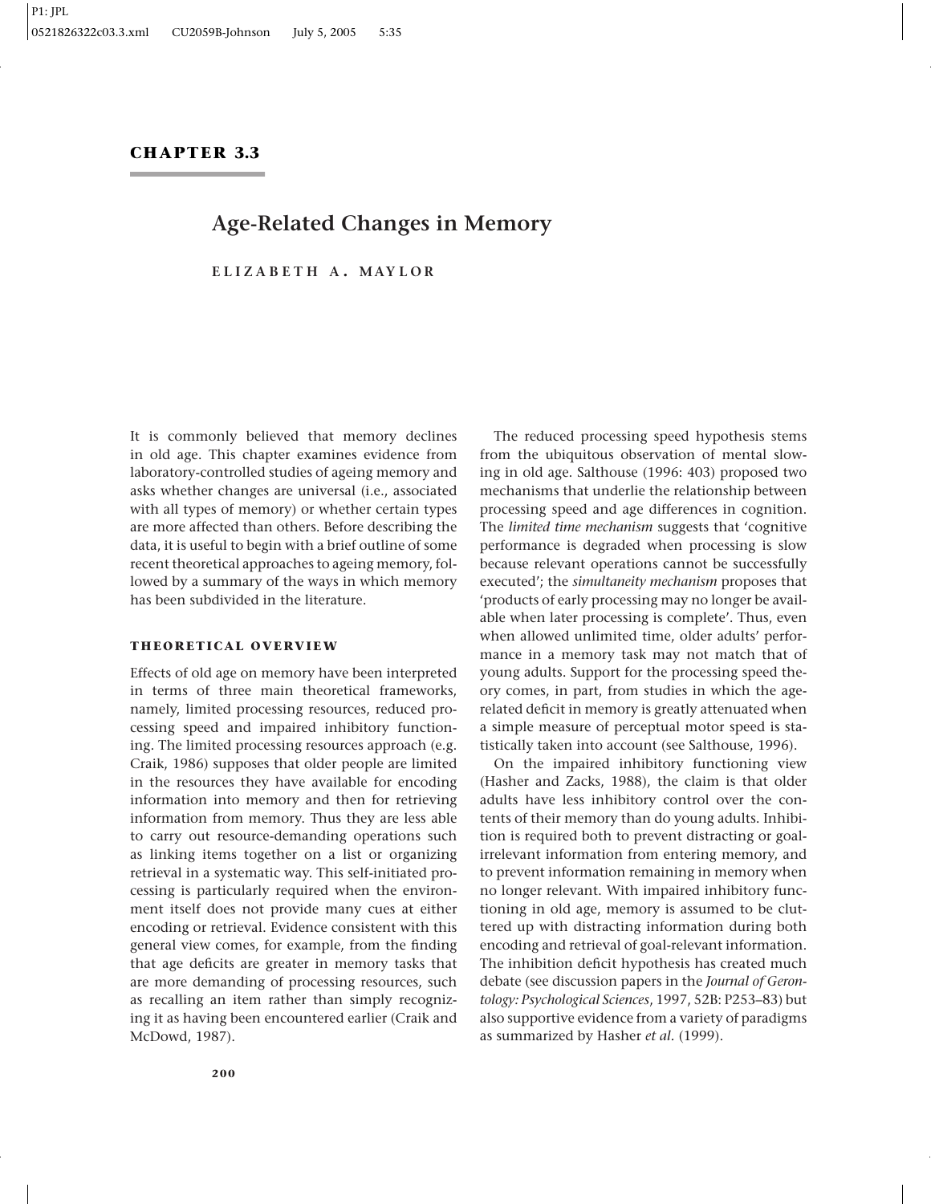## CHAPTER 3.3

# Age-Related Changes in Memory

ELIZABETH A. MAYLOR

It is commonly believed that memory declines in old age. This chapter examines evidence from laboratory-controlled studies of ageing memory and asks whether changes are universal (i.e., associated with all types of memory) or whether certain types are more affected than others. Before describing the data, it is useful to begin with a brief outline of some recent theoretical approaches to ageing memory, followed by a summary of the ways in which memory has been subdivided in the literature.

### THEORETICAL OVERVIEW

Effects of old age on memory have been interpreted in terms of three main theoretical frameworks, namely, limited processing resources, reduced processing speed and impaired inhibitory functioning. The limited processing resources approach (e.g. Craik, 1986) supposes that older people are limited in the resources they have available for encoding information into memory and then for retrieving information from memory. Thus they are less able to carry out resource-demanding operations such as linking items together on a list or organizing retrieval in a systematic way. This self-initiated processing is particularly required when the environment itself does not provide many cues at either encoding or retrieval. Evidence consistent with this general view comes, for example, from the finding that age deficits are greater in memory tasks that are more demanding of processing resources, such as recalling an item rather than simply recognizing it as having been encountered earlier (Craik and McDowd, 1987).

The reduced processing speed hypothesis stems from the ubiquitous observation of mental slowing in old age. Salthouse (1996: 403) proposed two mechanisms that underlie the relationship between processing speed and age differences in cognition. The *limited time mechanism* suggests that 'cognitive performance is degraded when processing is slow because relevant operations cannot be successfully executed'; the *simultaneity mechanism* proposes that 'products of early processing may no longer be available when later processing is complete'. Thus, even when allowed unlimited time, older adults' performance in a memory task may not match that of young adults. Support for the processing speed theory comes, in part, from studies in which the age-related deficit in memory is greatly attenuated when a simple measure of perceptual motor speed is statistically taken into account (see Salthouse, 1996).

On the impaired inhibitory functioning view (Hasher and Zacks, 1988), the claim is that older adults have less inhibitory control over the contents of their memory than do young adults. Inhibition is required both to prevent distracting or goal-irrelevant information from entering memory, and to prevent information remaining in memory when no longer relevant. With impaired inhibitory functioning in old age, memory is assumed to be cluttered up with distracting information during both encoding and retrieval of goal-relevant information. The inhibition deficit hypothesis has created much debate (see discussion papers in the *Journal of Gerontology: Psychological Sciences*, 1997, 52B: P253–83) but also supportive evidence from a variety of paradigms as summarized by Hasher *et al.* (1999).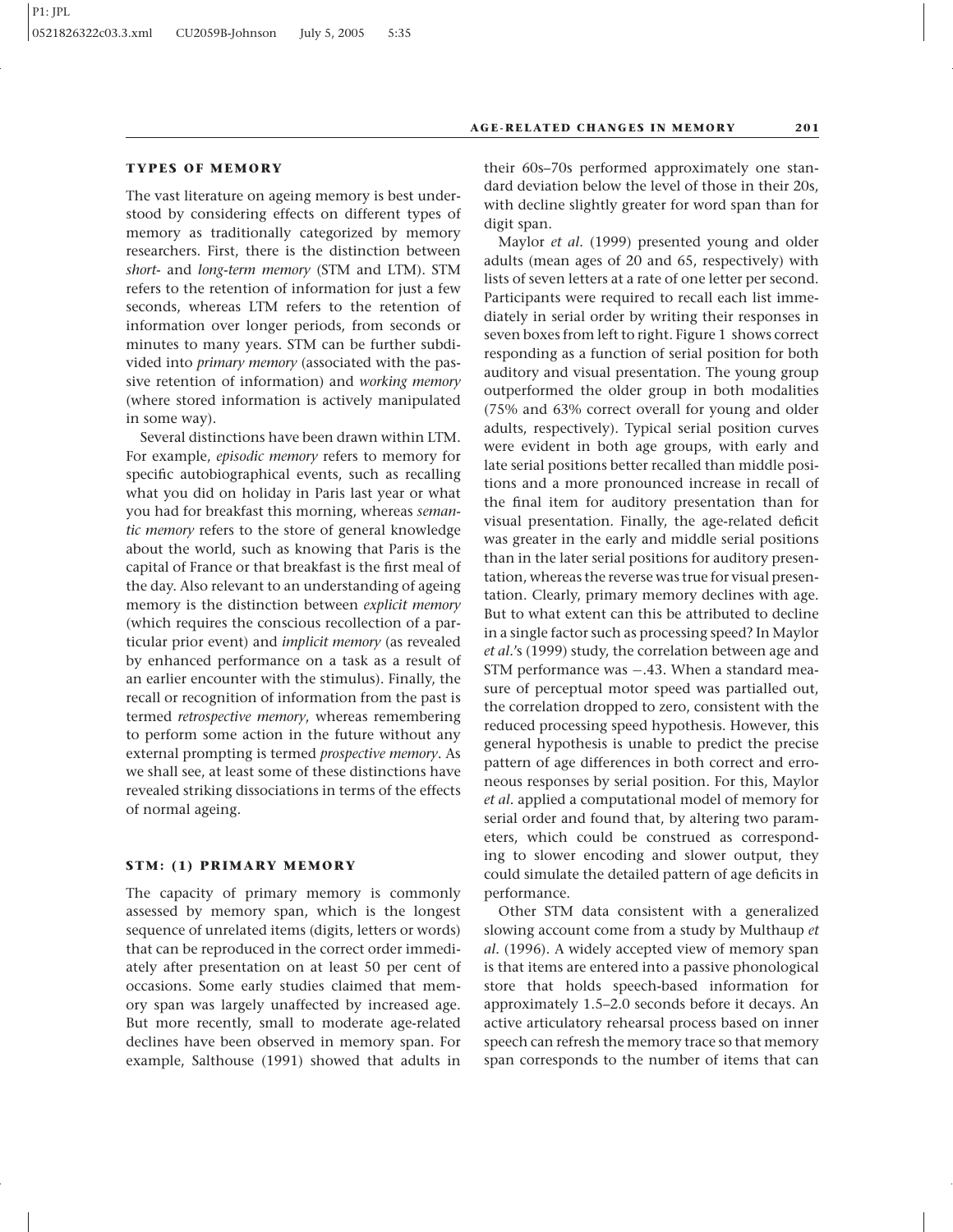## TYPES OF MEMORY

The vast literature on ageing memory is best understood by considering effects on different types of memory as traditionally categorized by memory researchers. First, there is the distinction between *short-* and *long-term memory* (STM and LTM). STM refers to the retention of information for just a few seconds, whereas LTM refers to the retention of information over longer periods, from seconds or minutes to many years. STM can be further subdivided into *primary memory* (associated with the passive retention of information) and *working memory* (where stored information is actively manipulated in some way).

Several distinctions have been drawn within LTM. For example, *episodic memory* refers to memory for specific autobiographical events, such as recalling what you did on holiday in Paris last year or what you had for breakfast this morning, whereas *semantic memory* refers to the store of general knowledge about the world, such as knowing that Paris is the capital of France or that breakfast is the first meal of the day. Also relevant to an understanding of ageing memory is the distinction between *explicit memory* (which requires the conscious recollection of a particular prior event) and *implicit memory* (as revealed by enhanced performance on a task as a result of an earlier encounter with the stimulus). Finally, the recall or recognition of information from the past is termed *retrospective memory*, whereas remembering to perform some action in the future without any external prompting is termed *prospective memory*. As we shall see, at least some of these distinctions have revealed striking dissociations in terms of the effects of normal ageing.

## STM: (1) PRIMARY MEMORY

The capacity of primary memory is commonly assessed by memory span, which is the longest sequence of unrelated items (digits, letters or words) that can be reproduced in the correct order immediately after presentation on at least 50 per cent of occasions. Some early studies claimed that memory span was largely unaffected by increased age. But more recently, small to moderate age-related declines have been observed in memory span. For example, Salthouse (1991) showed that adults in their 60s–70s performed approximately one standard deviation below the level of those in their 20s, with decline slightly greater for word span than for digit span.

Maylor *et al.* (1999) presented young and older adults (mean ages of 20 and 65, respectively) with lists of seven letters at a rate of one letter per second. Participants were required to recall each list immediately in serial order by writing their responses in seven boxes from left to right. Figure 1 shows correct responding as a function of serial position for both auditory and visual presentation. The young group outperformed the older group in both modalities (75% and 63% correct overall for young and older adults, respectively). Typical serial position curves were evident in both age groups, with early and late serial positions better recalled than middle positions and a more pronounced increase in recall of the final item for auditory presentation than for visual presentation. Finally, the age-related deficit was greater in the early and middle serial positions than in the later serial positions for auditory presentation, whereas the reverse was true for visual presentation. Clearly, primary memory declines with age. But to what extent can this be attributed to decline in a single factor such as processing speed? In Maylor *et al.*'s (1999) study, the correlation between age and STM performance was −.43. When a standard measure of perceptual motor speed was partialled out, the correlation dropped to zero, consistent with the reduced processing speed hypothesis. However, this general hypothesis is unable to predict the precise pattern of age differences in both correct and erroneous responses by serial position. For this, Maylor *et al.* applied a computational model of memory for serial order and found that, by altering two parameters, which could be construed as corresponding to slower encoding and slower output, they could simulate the detailed pattern of age deficits in performance.

Other STM data consistent with a generalized slowing account come from a study by Multhaup *et al.* (1996). A widely accepted view of memory span is that items are entered into a passive phonological store that holds speech-based information for approximately 1.5–2.0 seconds before it decays. An active articulatory rehearsal process based on inner speech can refresh the memory trace so that memory span corresponds to the number of items that can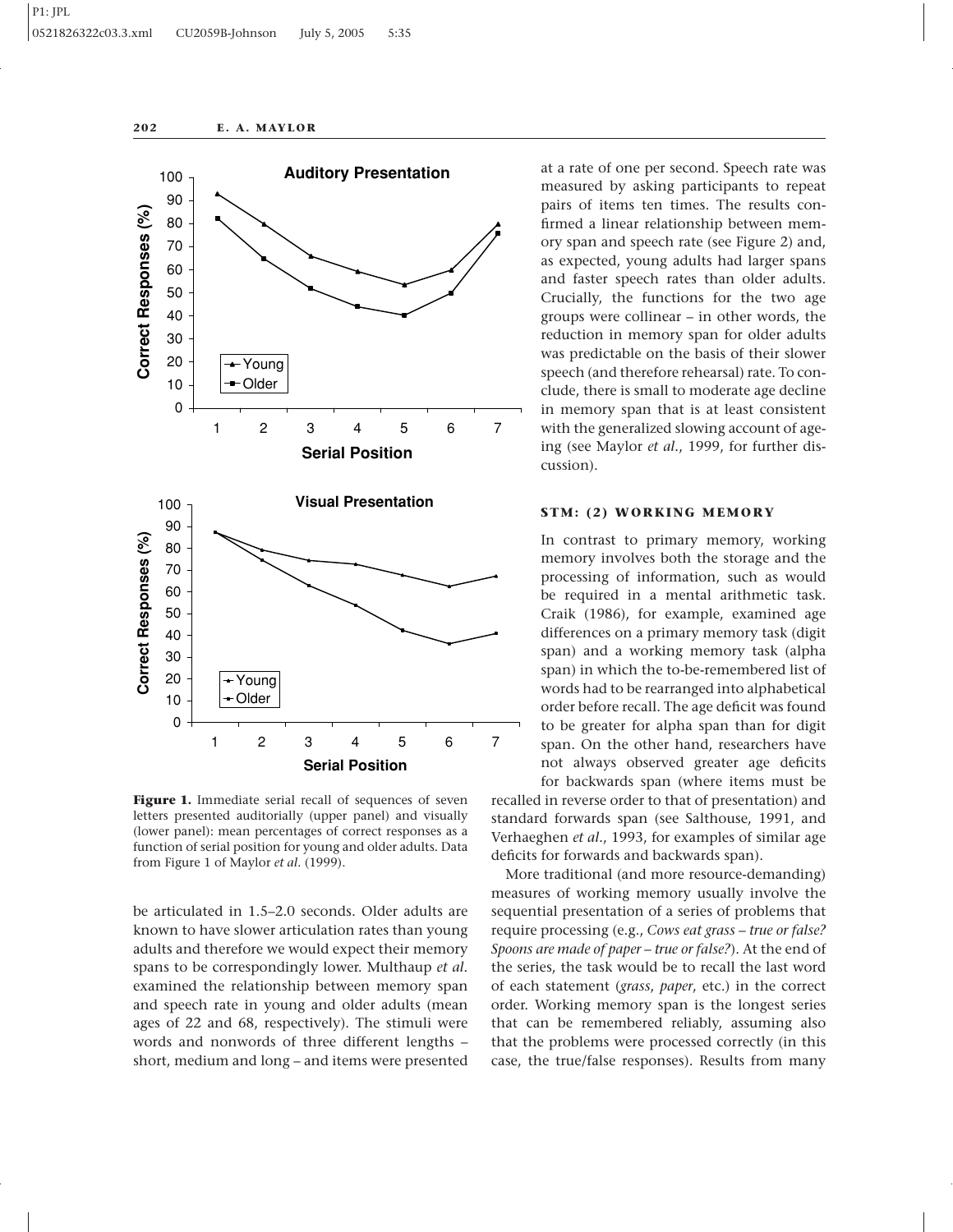be articulated in 1.5–2.0 seconds. Older adults are known to have slower articulation rates than young adults and therefore we would expect their memory spans to be correspondingly lower. Multhaup *et al.* examined the relationship between memory span and speech rate in young and older adults (mean ages of 22 and 68, respectively). The stimuli were words and nonwords of three different lengths – short, medium and long – and items were presented at a rate of one per second. Speech rate was measured by asking participants to repeat pairs of items ten times. The results confirmed a linear relationship between memory span and speech rate (see Figure 2) and, as expected, young adults had larger spans and faster speech rates than older adults. Crucially, the functions for the two age groups were collinear – in other words, the reduction in memory span for older adults was predictable on the basis of their slower speech (and therefore rehearsal) rate. To conclude, there is small to moderate age decline in memory span that is at least consistent with the generalized slowing account of ageing (see Maylor *et al.*, 1999, for further discussion).

**Figure 1.** Immediate serial recall of sequences of seven letters presented auditorially (upper panel) and visually (lower panel): mean percentages of correct responses as a function of serial position for young and older adults. Data from Figure 1 of Maylor *et al.* (1999).

## STM: (2) WORKING MEMORY

In contrast to primary memory, working memory involves both the storage and the processing of information, such as would be required in a mental arithmetic task. Craik (1986), for example, examined age differences on a primary memory task (digit span) and a working memory task (alpha span) in which the to-be-remembered list of words had to be rearranged into alphabetical order before recall. The age deficit was found to be greater for alpha span than for digit span. On the other hand, researchers have not always observed greater age deficits for backwards span (where items must be recalled in reverse order to that of presentation) and standard forwards span (see Salthouse, 1991, and Verhaeghen *et al.*, 1993, for examples of similar age deficits for forwards and backwards span).

More traditional (and more resource-demanding) measures of working memory usually involve the sequential presentation of a series of problems that require processing (e.g., *Cows eat grass – true or false? Spoons are made of paper – true or false?*). At the end of the series, the task would be to recall the last word of each statement (*grass*, *paper*, etc.) in the correct order. Working memory span is the longest series that can be remembered reliably, assuming also that the problems were processed correctly (in this case, the true/false responses). Results from many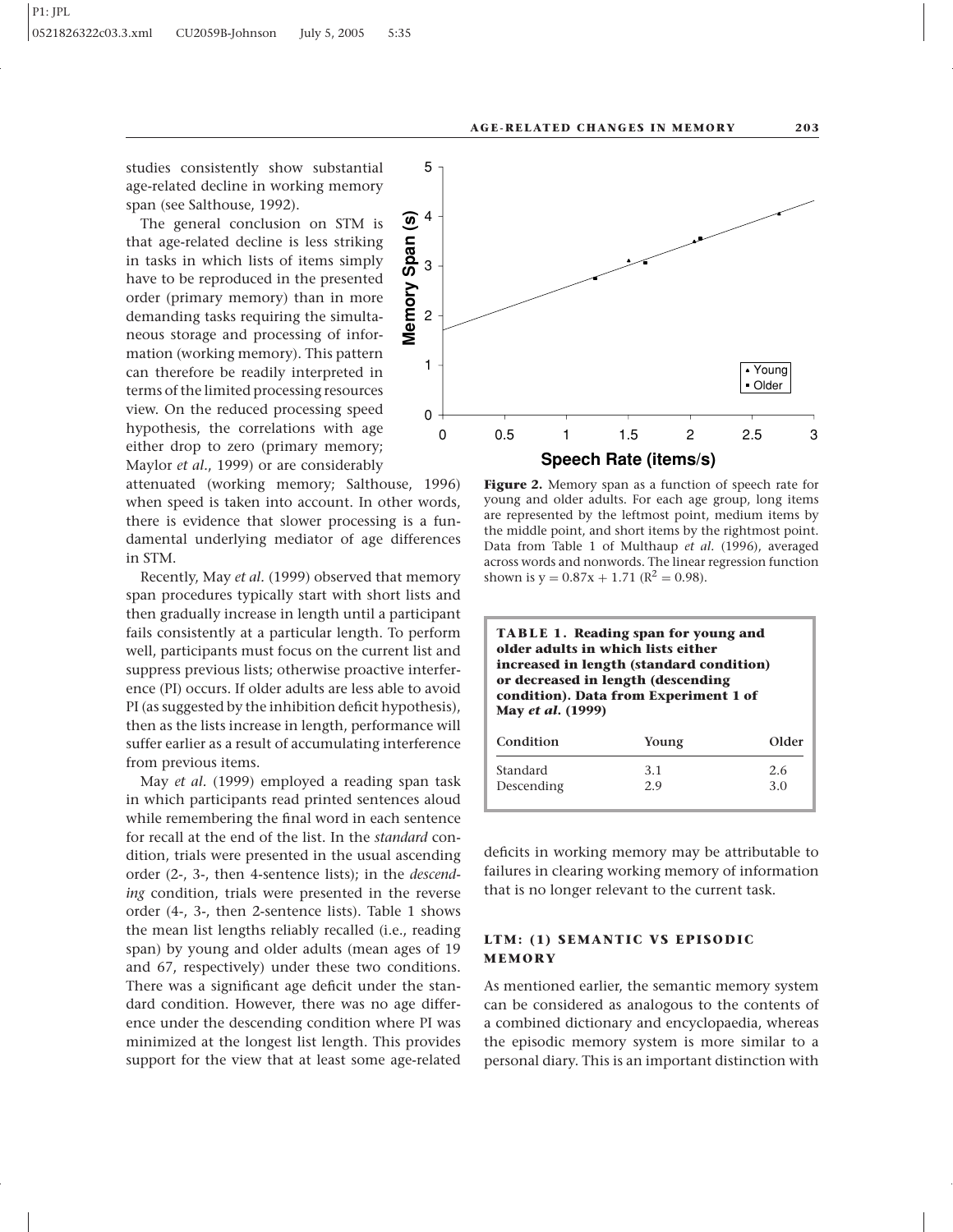studies consistently show substantial age-related decline in working memory span (see Salthouse, 1992).

The general conclusion on STM is that age-related decline is less striking in tasks in which lists of items simply have to be reproduced in the presented order (primary memory) than in more demanding tasks requiring the simultaneous storage and processing of information (working memory). This pattern can therefore be readily interpreted in terms of the limited processing resources view. On the reduced processing speed hypothesis, the correlations with age either drop to zero (primary memory; Maylor *et al.*, 1999) or are considerably attenuated (working memory; Salthouse, 1996) when speed is taken into account. In other words, there is evidence that slower processing is a fundamental underlying mediator of age differences in STM.

Recently, May *et al.* (1999) observed that memory span procedures typically start with short lists and then gradually increase in length until a participant fails consistently at a particular length. To perform well, participants must focus on the current list and suppress previous lists; otherwise proactive interference (PI) occurs. If older adults are less able to avoid PI (as suggested by the inhibition deficit hypothesis), then as the lists increase in length, performance will suffer earlier as a result of accumulating interference from previous items.

May *et al.* (1999) employed a reading span task in which participants read printed sentences aloud while remembering the final word in each sentence for recall at the end of the list. In the *standard* condition, trials were presented in the usual ascending order (2-, 3-, then 4-sentence lists); in the *descending* condition, trials were presented in the reverse order (4-, 3-, then 2-sentence lists). Table 1 shows the mean list lengths reliably recalled (i.e., reading span) by young and older adults (mean ages of 19 and 67, respectively) under these two conditions. There was a significant age deficit under the standard condition. However, there was no age difference under the descending condition where PI was minimized at the longest list length. This provides support for the view that at least some age-related deficits in working memory may be attributable to failures in clearing working memory of information that is no longer relevant to the current task.

**Figure 2.** Memory span as a function of speech rate for young and older adults. For each age group, long items are represented by the leftmost point, medium items by the middle point, and short items by the rightmost point. Data from Table 1 of Multhaup *et al.* (1996), averaged across words and nonwords. The linear regression function shown is $y = 0.87x + 1.71$ ($R^2 = 0.98$).

**TABLE 1. Reading span for young and older adults in which lists either increased in length (standard condition) or decreased in length (descending condition). Data from Experiment 1 of May *et al.* (1999)**

| Condition | Young | Older |
|---|---|---|
| Standard | 3.1 | 2.6 |
| Descending | 2.9 | 3.0 |

## LTM: (1) SEMANTIC VS EPISODIC MEMORY

As mentioned earlier, the semantic memory system can be considered as analogous to the contents of a combined dictionary and encyclopaedia, whereas the episodic memory system is more similar to a personal diary. This is an important distinction with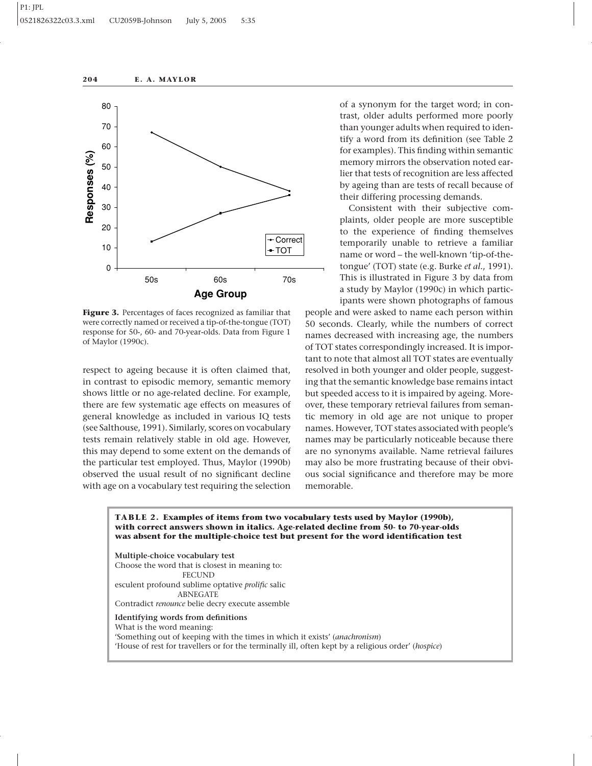**Figure 3.** Percentages of faces recognized as familiar that were correctly named or received a tip-of-the-tongue (TOT) response for 50-, 60- and 70-year-olds. Data from Figure 1 of Maylor (1990c).

respect to ageing because it is often claimed that, in contrast to episodic memory, semantic memory shows little or no age-related decline. For example, there are few systematic age effects on measures of general knowledge as included in various IQ tests (see Salthouse, 1991). Similarly, scores on vocabulary tests remain relatively stable in old age. However, this may depend to some extent on the demands of the particular test employed. Thus, Maylor (1990b) observed the usual result of no significant decline with age on a vocabulary test requiring the selection of a synonym for the target word; in contrast, older adults performed more poorly than younger adults when required to identify a word from its definition (see Table 2 for examples). This finding within semantic memory mirrors the observation noted earlier that tests of recognition are less affected by ageing than are tests of recall because of their differing processing demands.

Consistent with their subjective complaints, older people are more susceptible to the experience of finding themselves temporarily unable to retrieve a familiar name or word – the well-known 'tip-of-the-tongue' (TOT) state (e.g. Burke *et al.*, 1991). This is illustrated in Figure 3 by data from a study by Maylor (1990c) in which participants were shown photographs of famous people and were asked to name each person within 50 seconds. Clearly, while the numbers of correct names decreased with increasing age, the numbers of TOT states correspondingly increased. It is important to note that almost all TOT states are eventually resolved in both younger and older people, suggesting that the semantic knowledge base remains intact but speeded access to it is impaired by ageing. Moreover, these temporary retrieval failures from semantic memory in old age are not unique to proper names. However, TOT states associated with people's names may be particularly noticeable because there are no synonyms available. Name retrieval failures may also be more frustrating because of their obvious social significance and therefore may be more memorable.

**TABLE 2. Examples of items from two vocabulary tests used by Maylor (1990b), with correct answers shown in italics. Age-related decline from 50- to 70-year-olds was absent for the multiple-choice test but present for the word identification test**

**Multiple-choice vocabulary test**

Choose the word that is closest in meaning to:

FECUND

esculent profound sublime optative *prolific* salic

ABNEGATE

Contradict *renounce* belie decry execute assemble

**Identifying words from definitions**

What is the word meaning:

'Something out of keeping with the times in which it exists' (*anachronism*)

'House of rest for travellers or for the terminally ill, often kept by a religious order' (*hospice*)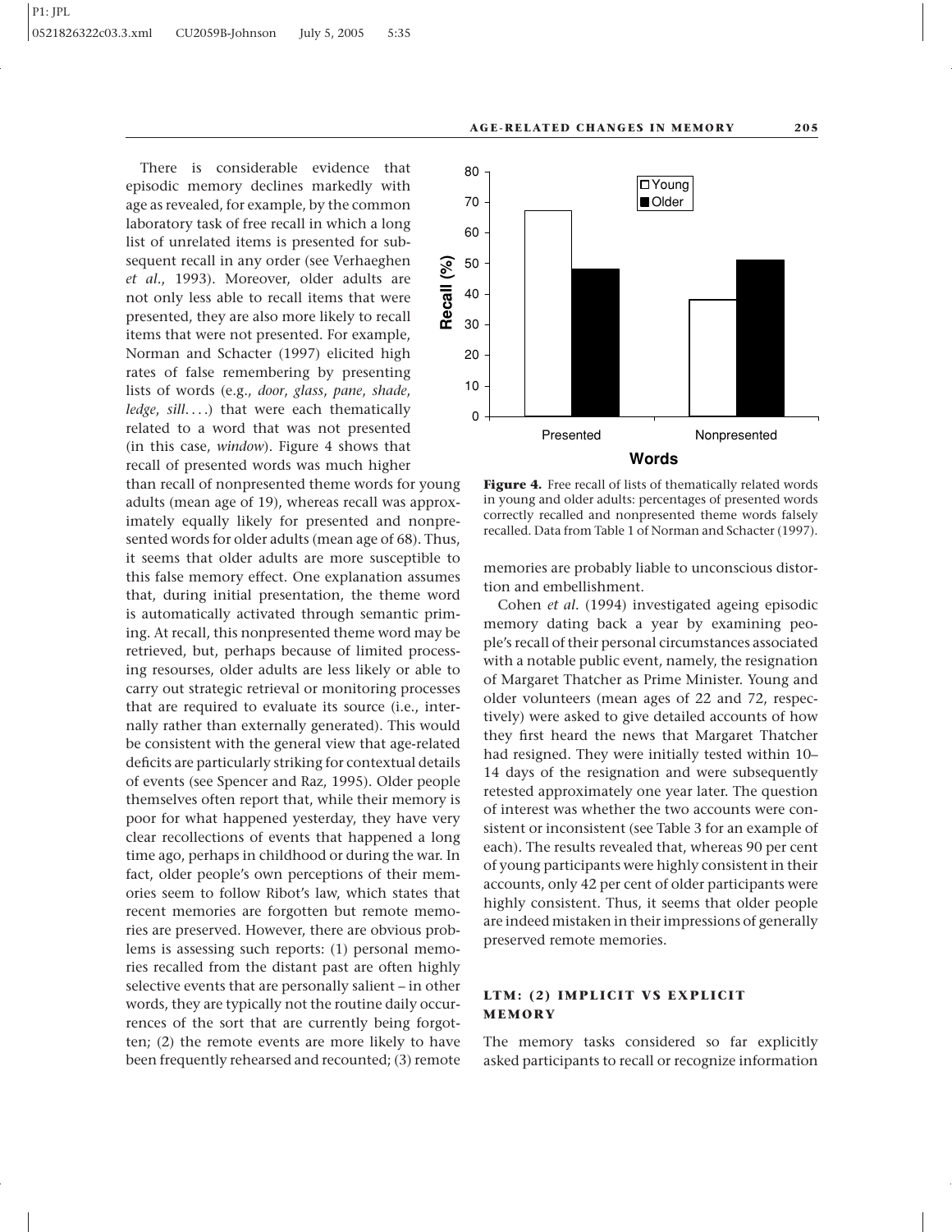There is considerable evidence that episodic memory declines markedly with age as revealed, for example, by the common laboratory task of free recall in which a long list of unrelated items is presented for subsequent recall in any order (see Verhaeghen *et al.*, 1993). Moreover, older adults are not only less able to recall items that were presented, they are also more likely to recall items that were not presented. For example, Norman and Schacter (1997) elicited high rates of false remembering by presenting lists of words (e.g., *door*, *glass*, *pane*, *shade*, *ledge*, *sill*....) that were each thematically related to a word that was not presented (in this case, *window*). Figure 4 shows that recall of presented words was much higher than recall of nonpresented theme words for young adults (mean age of 19), whereas recall was approximately equally likely for presented and nonpresented words for older adults (mean age of 68). Thus, it seems that older adults are more susceptible to this false memory effect. One explanation assumes that, during initial presentation, the theme word is automatically activated through semantic priming. At recall, this nonpresented theme word may be retrieved, but, perhaps because of limited processing resourses, older adults are less likely or able to carry out strategic retrieval or monitoring processes that are required to evaluate its source (i.e., internally rather than externally generated). This would be consistent with the general view that age-related deficits are particularly striking for contextual details of events (see Spencer and Raz, 1995). Older people themselves often report that, while their memory is poor for what happened yesterday, they have very clear recollections of events that happened a long time ago, perhaps in childhood or during the war. In fact, older people's own perceptions of their memories seem to follow Ribot's law, which states that recent memories are forgotten but remote memories are preserved. However, there are obvious problems is assessing such reports: (1) personal memories recalled from the distant past are often highly selective events that are personally salient – in other words, they are typically not the routine daily occurrences of the sort that are currently being forgotten; (2) the remote events are more likely to have been frequently rehearsed and recounted; (3) remote memories are probably liable to unconscious distortion and embellishment.

**Figure 4.** Free recall of lists of thematically related words in young and older adults: percentages of presented words correctly recalled and nonpresented theme words falsely recalled. Data from Table 1 of Norman and Schacter (1997).

Cohen *et al.* (1994) investigated ageing episodic memory dating back a year by examining people's recall of their personal circumstances associated with a notable public event, namely, the resignation of Margaret Thatcher as Prime Minister. Young and older volunteers (mean ages of 22 and 72, respectively) were asked to give detailed accounts of how they first heard the news that Margaret Thatcher had resigned. They were initially tested within 10–14 days of the resignation and were subsequently retested approximately one year later. The question of interest was whether the two accounts were consistent or inconsistent (see Table 3 for an example of each). The results revealed that, whereas 90 per cent of young participants were highly consistent in their accounts, only 42 per cent of older participants were highly consistent. Thus, it seems that older people are indeed mistaken in their impressions of generally preserved remote memories.

## LTM: (2) IMPLICIT VS EXPLICIT MEMORY

The memory tasks considered so far explicitly asked participants to recall or recognize information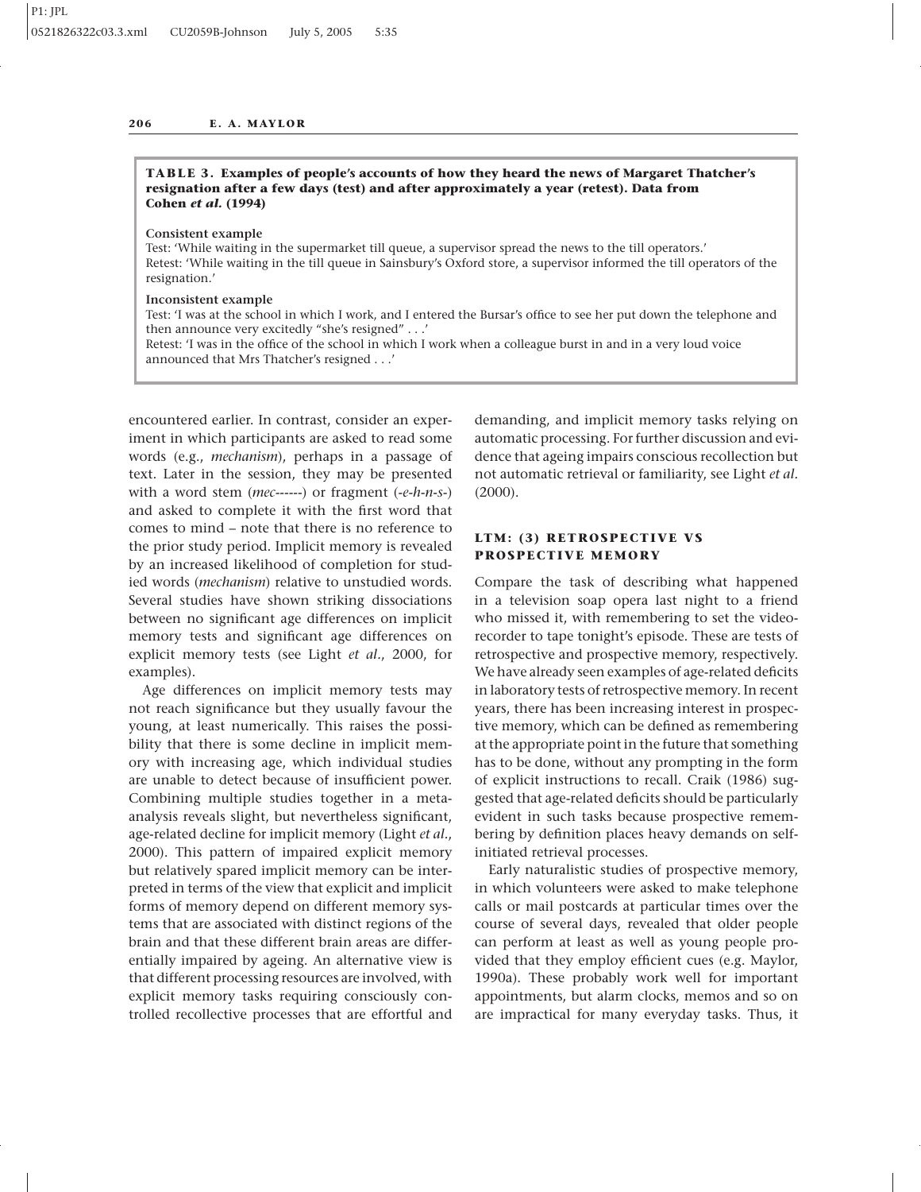**TABLE 3. Examples of people's accounts of how they heard the news of Margaret Thatcher's resignation after a few days (test) and after approximately a year (retest). Data from Cohen *et al.* (1994)**

**Consistent example**

Test: 'While waiting in the supermarket till queue, a supervisor spread the news to the till operators.'
Retest: 'While waiting in the till queue in Sainsbury's Oxford store, a supervisor informed the till operators of the resignation.'

**Inconsistent example**

Test: 'I was at the school in which I work, and I entered the Bursar's office to see her put down the telephone and then announce very excitedly "she's resigned" . . .'
Retest: 'I was in the office of the school in which I work when a colleague burst in and in a very loud voice announced that Mrs Thatcher's resigned . . .'

encountered earlier. In contrast, consider an experiment in which participants are asked to read some words (e.g., *mechanism*), perhaps in a passage of text. Later in the session, they may be presented with a word stem (*mec------*) or fragment (*-e-h-n-s-*) and asked to complete it with the first word that comes to mind – note that there is no reference to the prior study period. Implicit memory is revealed by an increased likelihood of completion for studied words (*mechanism*) relative to unstudied words. Several studies have shown striking dissociations between no significant age differences on implicit memory tests and significant age differences on explicit memory tests (see Light *et al*., 2000, for examples).

Age differences on implicit memory tests may not reach significance but they usually favour the young, at least numerically. This raises the possibility that there is some decline in implicit memory with increasing age, which individual studies are unable to detect because of insufficient power. Combining multiple studies together in a meta-analysis reveals slight, but nevertheless significant, age-related decline for implicit memory (Light *et al*., 2000). This pattern of impaired explicit memory but relatively spared implicit memory can be interpreted in terms of the view that explicit and implicit forms of memory depend on different memory systems that are associated with distinct regions of the brain and that these different brain areas are differentially impaired by ageing. An alternative view is that different processing resources are involved, with explicit memory tasks requiring consciously controlled recollective processes that are effortful and demanding, and implicit memory tasks relying on automatic processing. For further discussion and evidence that ageing impairs conscious recollection but not automatic retrieval or familiarity, see Light *et al.* (2000).

## LTM: (3) RETROSPECTIVE VS PROSPECTIVE MEMORY

Compare the task of describing what happened in a television soap opera last night to a friend who missed it, with remembering to set the video-recorder to tape tonight's episode. These are tests of retrospective and prospective memory, respectively. We have already seen examples of age-related deficits in laboratory tests of retrospective memory. In recent years, there has been increasing interest in prospective memory, which can be defined as remembering at the appropriate point in the future that something has to be done, without any prompting in the form of explicit instructions to recall. Craik (1986) suggested that age-related deficits should be particularly evident in such tasks because prospective remembering by definition places heavy demands on self-initiated retrieval processes.

Early naturalistic studies of prospective memory, in which volunteers were asked to make telephone calls or mail postcards at particular times over the course of several days, revealed that older people can perform at least as well as young people provided that they employ efficient cues (e.g. Maylor, 1990a). These probably work well for important appointments, but alarm clocks, memos and so on are impractical for many everyday tasks. Thus, it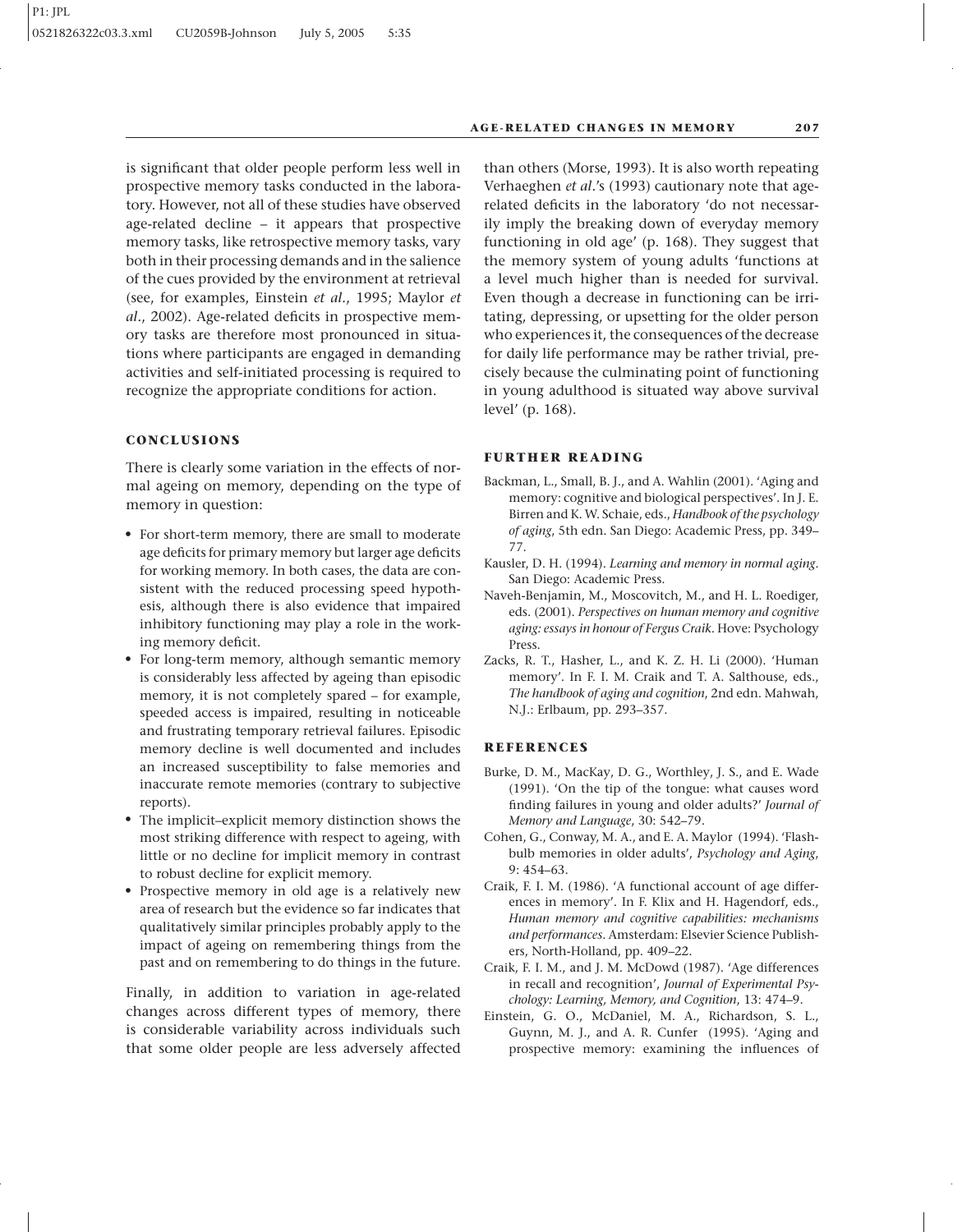is significant that older people perform less well in prospective memory tasks conducted in the laboratory. However, not all of these studies have observed age-related decline – it appears that prospective memory tasks, like retrospective memory tasks, vary both in their processing demands and in the salience of the cues provided by the environment at retrieval (see, for examples, Einstein *et al.*, 1995; Maylor *et al.*, 2002). Age-related deficits in prospective memory tasks are therefore most pronounced in situations where participants are engaged in demanding activities and self-initiated processing is required to recognize the appropriate conditions for action.

## CONCLUSIONS

There is clearly some variation in the effects of normal ageing on memory, depending on the type of memory in question:

- For short-term memory, there are small to moderate age deficits for primary memory but larger age deficits for working memory. In both cases, the data are consistent with the reduced processing speed hypothesis, although there is also evidence that impaired inhibitory functioning may play a role in the working memory deficit.
- For long-term memory, although semantic memory is considerably less affected by ageing than episodic memory, it is not completely spared – for example, speeded access is impaired, resulting in noticeable and frustrating temporary retrieval failures. Episodic memory decline is well documented and includes an increased susceptibility to false memories and inaccurate remote memories (contrary to subjective reports).
- The implicit–explicit memory distinction shows the most striking difference with respect to ageing, with little or no decline for implicit memory in contrast to robust decline for explicit memory.
- Prospective memory in old age is a relatively new area of research but the evidence so far indicates that qualitatively similar principles probably apply to the impact of ageing on remembering things from the past and on remembering to do things in the future.

Finally, in addition to variation in age-related changes across different types of memory, there is considerable variability across individuals such that some older people are less adversely affected than others (Morse, 1993). It is also worth repeating Verhaeghen *et al.*'s (1993) cautionary note that age-related deficits in the laboratory 'do not necessarily imply the breaking down of everyday memory functioning in old age' (p. 168). They suggest that the memory system of young adults 'functions at a level much higher than is needed for survival. Even though a decrease in functioning can be irritating, depressing, or upsetting for the older person who experiences it, the consequences of the decrease for daily life performance may be rather trivial, precisely because the culminating point of functioning in young adulthood is situated way above survival level' (p. 168).

## FURTHER READING

Backman, L., Small, B. J., and A. Wahlin (2001). 'Aging and memory: cognitive and biological perspectives'. In J. E. Birren and K. W. Schaie, eds., *Handbook of the psychology of aging*, 5th edn. San Diego: Academic Press, pp. 349–77.

Kausler, D. H. (1994). *Learning and memory in normal aging*. San Diego: Academic Press.

Naveh-Benjamin, M., Moscovitch, M., and H. L. Roediger, eds. (2001). *Perspectives on human memory and cognitive aging: essays in honour of Fergus Craik*. Hove: Psychology Press.

Zacks, R. T., Hasher, L., and K. Z. H. Li (2000). 'Human memory'. In F. I. M. Craik and T. A. Salthouse, eds., *The handbook of aging and cognition*, 2nd edn. Mahwah, N.J.: Erlbaum, pp. 293–357.

## REFERENCES

Burke, D. M., MacKay, D. G., Worthley, J. S., and E. Wade (1991). 'On the tip of the tongue: what causes word finding failures in young and older adults?' *Journal of Memory and Language*, 30: 542–79.

Cohen, G., Conway, M. A., and E. A. Maylor (1994). 'Flashbulb memories in older adults', *Psychology and Aging*, 9: 454–63.

Craik, F. I. M. (1986). 'A functional account of age differences in memory'. In F. Klix and H. Hagendorf, eds., *Human memory and cognitive capabilities: mechanisms and performances*. Amsterdam: Elsevier Science Publishers, North-Holland, pp. 409–22.

Craik, F. I. M., and J. M. McDowd (1987). 'Age differences in recall and recognition', *Journal of Experimental Psychology: Learning, Memory, and Cognition*, 13: 474–9.

Einstein, G. O., McDaniel, M. A., Richardson, S. L., Guynn, M. J., and A. R. Cunfer (1995). 'Aging and prospective memory: examining the influences of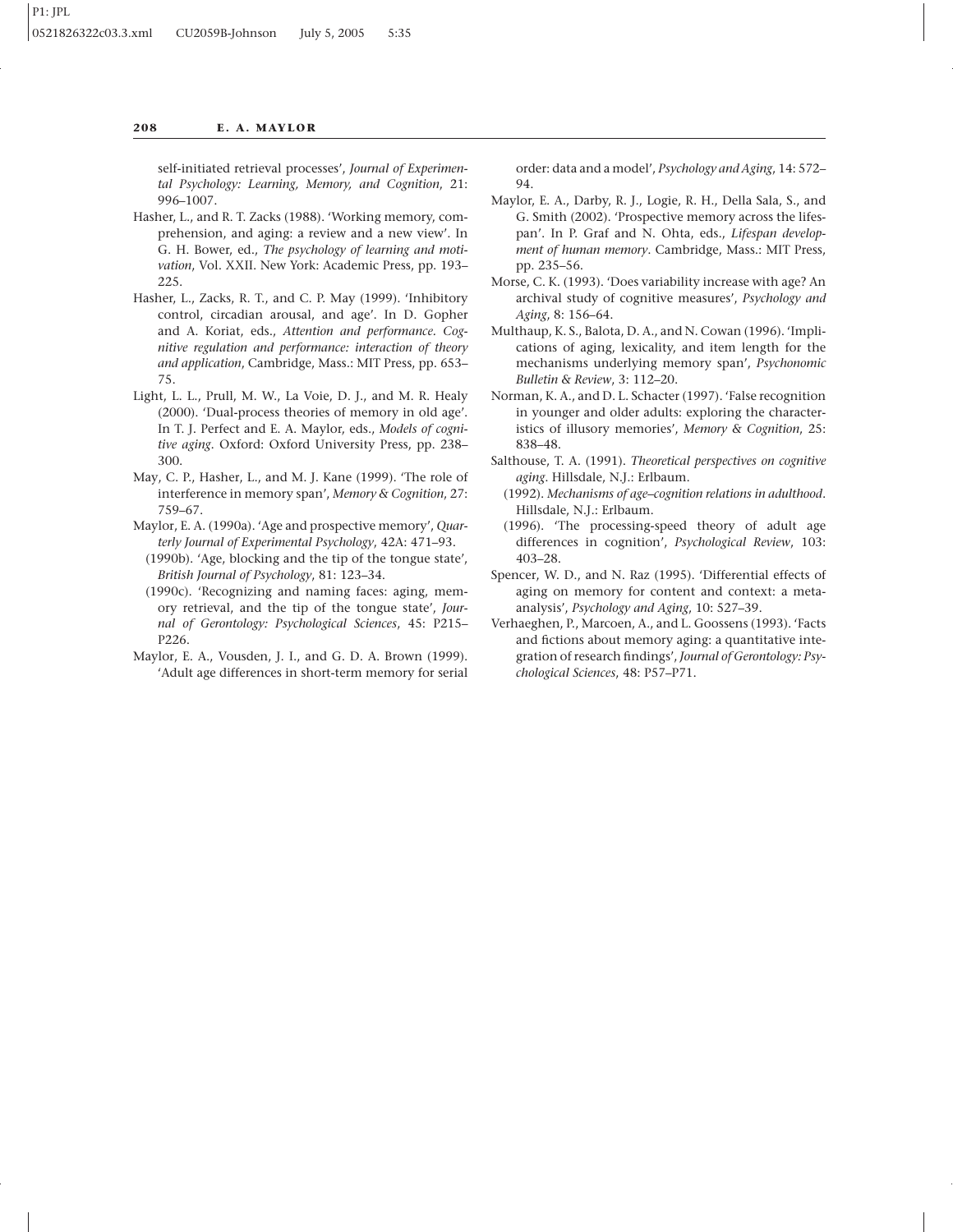self-initiated retrieval processes', *Journal of Experimental Psychology: Learning, Memory, and Cognition*, 21: 996–1007.

Hasher, L., and R. T. Zacks (1988). 'Working memory, comprehension, and aging: a review and a new view'. In G. H. Bower, ed., *The psychology of learning and motivation*, Vol. XXII. New York: Academic Press, pp. 193–225.

Hasher, L., Zacks, R. T., and C. P. May (1999). 'Inhibitory control, circadian arousal, and age'. In D. Gopher and A. Koriat, eds., *Attention and performance. Cognitive regulation and performance: interaction of theory and application*, Cambridge, Mass.: MIT Press, pp. 653–75.

Light, L. L., Prull, M. W., La Voie, D. J., and M. R. Healy (2000). 'Dual-process theories of memory in old age'. In T. J. Perfect and E. A. Maylor, eds., *Models of cognitive aging*. Oxford: Oxford University Press, pp. 238–300.

May, C. P., Hasher, L., and M. J. Kane (1999). 'The role of interference in memory span', *Memory & Cognition*, 27: 759–67.

Maylor, E. A. (1990a). 'Age and prospective memory', *Quarterly Journal of Experimental Psychology*, 42A: 471–93.

(1990b). 'Age, blocking and the tip of the tongue state', *British Journal of Psychology*, 81: 123–34.

(1990c). 'Recognizing and naming faces: aging, memory retrieval, and the tip of the tongue state', *Journal of Gerontology: Psychological Sciences*, 45: P215–P226.

Maylor, E. A., Vousden, J. I., and G. D. A. Brown (1999). 'Adult age differences in short-term memory for serial order: data and a model', *Psychology and Aging*, 14: 572–94.

Maylor, E. A., Darby, R. J., Logie, R. H., Della Sala, S., and G. Smith (2002). 'Prospective memory across the lifespan'. In P. Graf and N. Ohta, eds., *Lifespan development of human memory*. Cambridge, Mass.: MIT Press, pp. 235–56.

Morse, C. K. (1993). 'Does variability increase with age? An archival study of cognitive measures', *Psychology and Aging*, 8: 156–64.

Multhaup, K. S., Balota, D. A., and N. Cowan (1996). 'Implications of aging, lexicality, and item length for the mechanisms underlying memory span', *Psychonomic Bulletin & Review*, 3: 112–20.

Norman, K. A., and D. L. Schacter (1997). 'False recognition in younger and older adults: exploring the characteristics of illusory memories', *Memory & Cognition*, 25: 838–48.

Salthouse, T. A. (1991). *Theoretical perspectives on cognitive aging*. Hillsdale, N.J.: Erlbaum.

(1992). *Mechanisms of age–cognition relations in adulthood*. Hillsdale, N.J.: Erlbaum.

(1996). 'The processing-speed theory of adult age differences in cognition', *Psychological Review*, 103: 403–28.

Spencer, W. D., and N. Raz (1995). 'Differential effects of aging on memory for content and context: a meta-analysis', *Psychology and Aging*, 10: 527–39.

Verhaeghen, P., Marcoen, A., and L. Goossens (1993). 'Facts and fictions about memory aging: a quantitative integration of research findings', *Journal of Gerontology: Psychological Sciences*, 48: P57–P71.